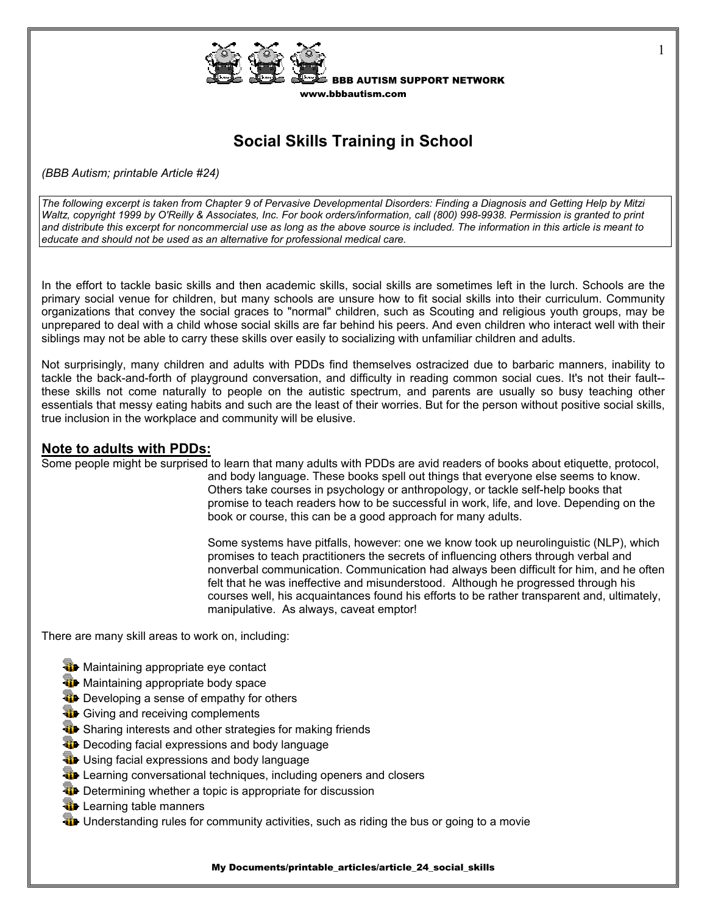BBB AUTISM SUPPORT NETWORK
www.bbbautism.com

# Social Skills Training in School

*(BBB Autism; printable Article #24)*

*The following excerpt is taken from Chapter 9 of Pervasive Developmental Disorders: Finding a Diagnosis and Getting Help by Mitzi Waltz, copyright 1999 by O'Reilly & Associates, Inc. For book orders/information, call (800) 998-9938. Permission is granted to print and distribute this excerpt for noncommercial use as long as the above source is included. The information in this article is meant to educate and should not be used as an alternative for professional medical care.*

In the effort to tackle basic skills and then academic skills, social skills are sometimes left in the lurch. Schools are the primary social venue for children, but many schools are unsure how to fit social skills into their curriculum. Community organizations that convey the social graces to "normal" children, such as Scouting and religious youth groups, may be unprepared to deal with a child whose social skills are far behind his peers. And even children who interact well with their siblings may not be able to carry these skills over easily to socializing with unfamiliar children and adults.

Not surprisingly, many children and adults with PDDs find themselves ostracized due to barbaric manners, inability to tackle the back-and-forth of playground conversation, and difficulty in reading common social cues. It's not their fault--these skills not come naturally to people on the autistic spectrum, and parents are usually so busy teaching other essentials that messy eating habits and such are the least of their worries. But for the person without positive social skills, true inclusion in the workplace and community will be elusive.

## Note to adults with PDDs:

Some people might be surprised to learn that many adults with PDDs are avid readers of books about etiquette, protocol, and body language. These books spell out things that everyone else seems to know. Others take courses in psychology or anthropology, or tackle self-help books that promise to teach readers how to be successful in work, life, and love. Depending on the book or course, this can be a good approach for many adults.

Some systems have pitfalls, however: one we know took up neurolinguistic (NLP), which promises to teach practitioners the secrets of influencing others through verbal and nonverbal communication. Communication had always been difficult for him, and he often felt that he was ineffective and misunderstood. Although he progressed through his courses well, his acquaintances found his efforts to be rather transparent and, ultimately, manipulative. As always, caveat emptor!

There are many skill areas to work on, including:

- Maintaining appropriate eye contact
- Maintaining appropriate body space
- Developing a sense of empathy for others
- Giving and receiving complements
- Sharing interests and other strategies for making friends
- Decoding facial expressions and body language
- Using facial expressions and body language
- Learning conversational techniques, including openers and closers
- Determining whether a topic is appropriate for discussion
- Learning table manners
- Understanding rules for community activities, such as riding the bus or going to a movie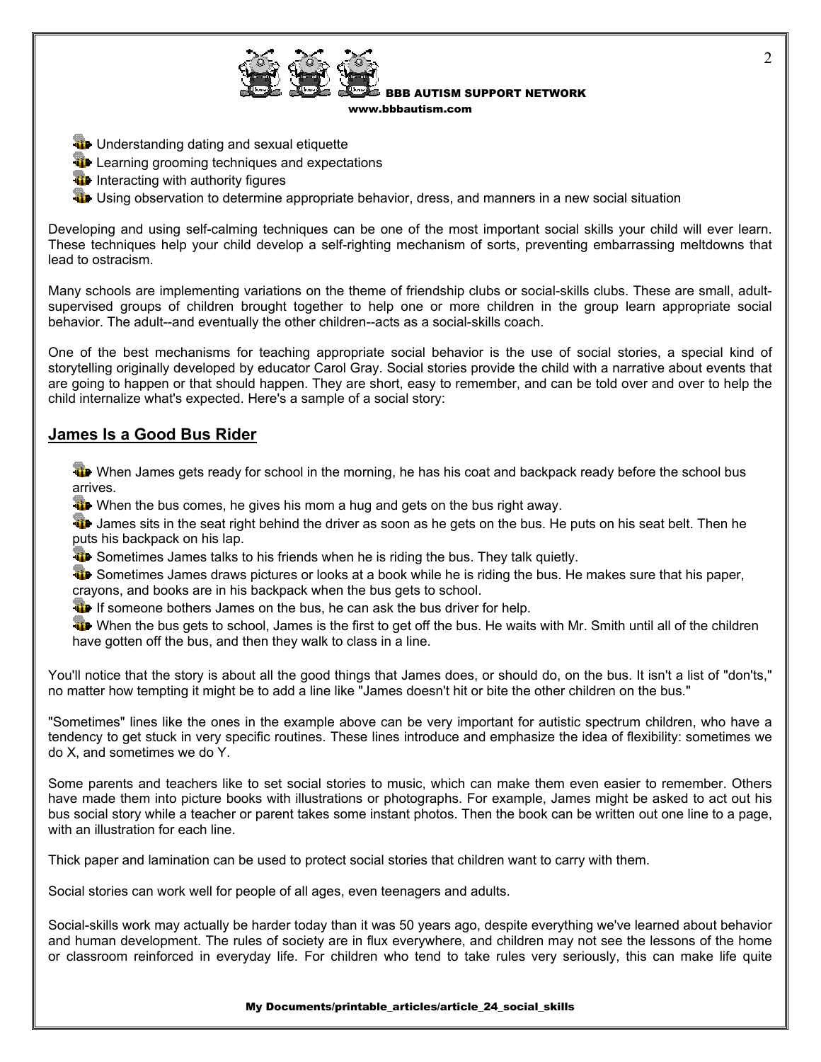- Understanding dating and sexual etiquette
- Learning grooming techniques and expectations
- Interacting with authority figures
- Using observation to determine appropriate behavior, dress, and manners in a new social situation

Developing and using self-calming techniques can be one of the most important social skills your child will ever learn. These techniques help your child develop a self-righting mechanism of sorts, preventing embarrassing meltdowns that lead to ostracism.

Many schools are implementing variations on the theme of friendship clubs or social-skills clubs. These are small, adult-supervised groups of children brought together to help one or more children in the group learn appropriate social behavior. The adult--and eventually the other children--acts as a social-skills coach.

One of the best mechanisms for teaching appropriate social behavior is the use of social stories, a special kind of storytelling originally developed by educator Carol Gray. Social stories provide the child with a narrative about events that are going to happen or that should happen. They are short, easy to remember, and can be told over and over to help the child internalize what's expected. Here's a sample of a social story:

## James Is a Good Bus Rider

- When James gets ready for school in the morning, he has his coat and backpack ready before the school bus arrives.
- When the bus comes, he gives his mom a hug and gets on the bus right away.
- James sits in the seat right behind the driver as soon as he gets on the bus. He puts on his seat belt. Then he puts his backpack on his lap.
- Sometimes James talks to his friends when he is riding the bus. They talk quietly.
- Sometimes James draws pictures or looks at a book while he is riding the bus. He makes sure that his paper, crayons, and books are in his backpack when the bus gets to school.
- If someone bothers James on the bus, he can ask the bus driver for help.
- When the bus gets to school, James is the first to get off the bus. He waits with Mr. Smith until all of the children have gotten off the bus, and then they walk to class in a line.

You'll notice that the story is about all the good things that James does, or should do, on the bus. It isn't a list of "don'ts," no matter how tempting it might be to add a line like "James doesn't hit or bite the other children on the bus."

"Sometimes" lines like the ones in the example above can be very important for autistic spectrum children, who have a tendency to get stuck in very specific routines. These lines introduce and emphasize the idea of flexibility: sometimes we do X, and sometimes we do Y.

Some parents and teachers like to set social stories to music, which can make them even easier to remember. Others have made them into picture books with illustrations or photographs. For example, James might be asked to act out his bus social story while a teacher or parent takes some instant photos. Then the book can be written out one line to a page, with an illustration for each line.

Thick paper and lamination can be used to protect social stories that children want to carry with them.

Social stories can work well for people of all ages, even teenagers and adults.

Social-skills work may actually be harder today than it was 50 years ago, despite everything we've learned about behavior and human development. The rules of society are in flux everywhere, and children may not see the lessons of the home or classroom reinforced in everyday life. For children who tend to take rules very seriously, this can make life quite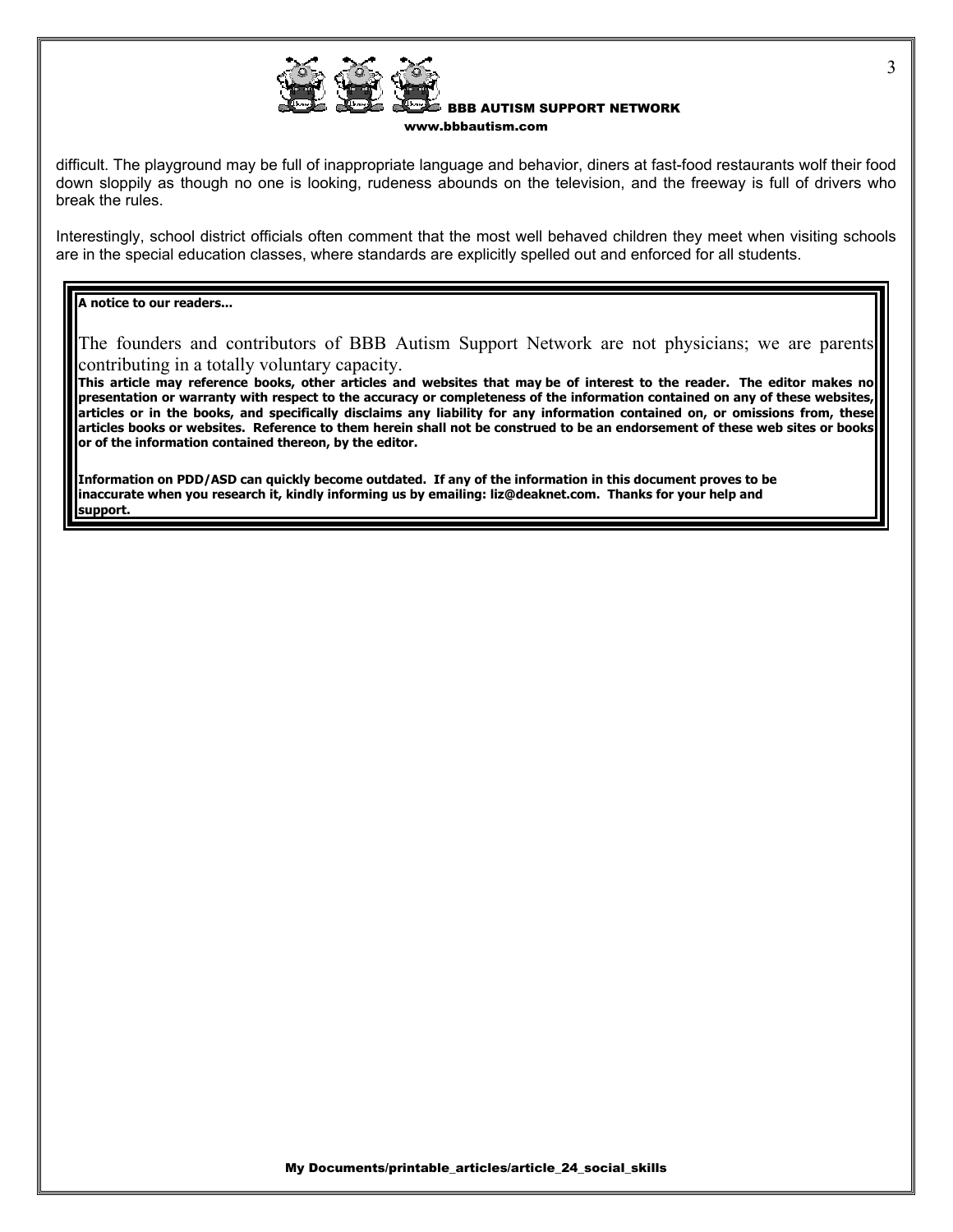difficult. The playground may be full of inappropriate language and behavior, diners at fast-food restaurants wolf their food down sloppily as though no one is looking, rudeness abounds on the television, and the freeway is full of drivers who break the rules.

Interestingly, school district officials often comment that the most well behaved children they meet when visiting schools are in the special education classes, where standards are explicitly spelled out and enforced for all students.

**A notice to our readers...**

The founders and contributors of BBB Autism Support Network are not physicians; we are parents contributing in a totally voluntary capacity.

**This article may reference books, other articles and websites that may be of interest to the reader. The editor makes no presentation or warranty with respect to the accuracy or completeness of the information contained on any of these websites, articles or in the books, and specifically disclaims any liability for any information contained on, or omissions from, these articles books or websites. Reference to them herein shall not be construed to be an endorsement of these web sites or books or of the information contained thereon, by the editor.**

**Information on PDD/ASD can quickly become outdated. If any of the information in this document proves to be inaccurate when you research it, kindly informing us by emailing: liz@deaknet.com. Thanks for your help and support.**